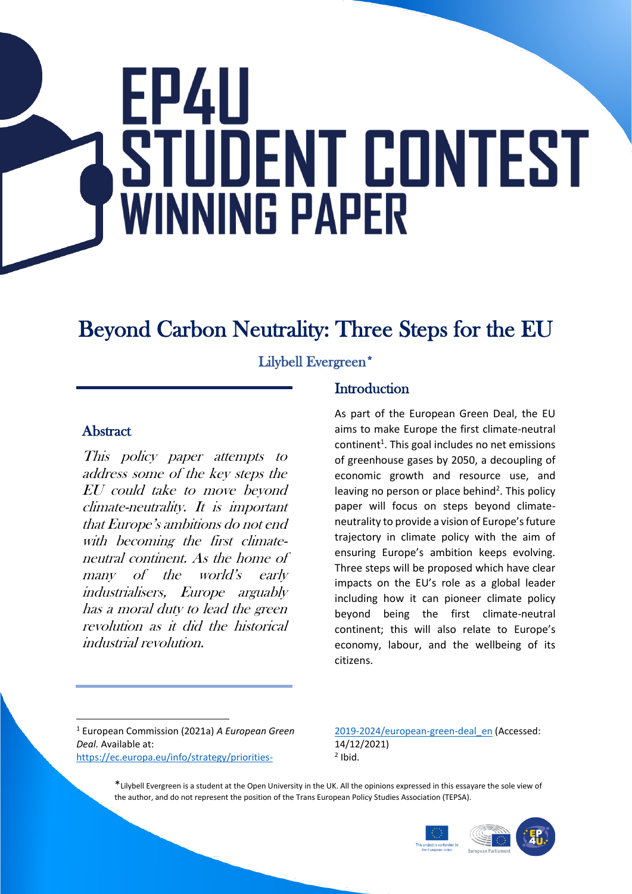# EP4U STUDENT CONTEST WINNING PAPER

## Beyond Carbon Neutrality: Three Steps for the EU

Lilybell Evergreen*

### Abstract

*This policy paper attempts to address some of the key steps the EU could take to move beyond climate-neutrality. It is important that Europe's ambitions do not end with becoming the first climate-neutral continent. As the home of many of the world's early industrialisers, Europe arguably has a moral duty to lead the green revolution as it did the historical industrial revolution.*

### Introduction

As part of the European Green Deal, the EU aims to make Europe the first climate-neutral continent[1]. This goal includes no net emissions of greenhouse gases by 2050, a decoupling of economic growth and resource use, and leaving no person or place behind[2]. This policy paper will focus on steps beyond climate-neutrality to provide a vision of Europe's future trajectory in climate policy with the aim of ensuring Europe's ambition keeps evolving. Three steps will be proposed which have clear impacts on the EU's role as a global leader including how it can pioneer climate policy beyond being the first climate-neutral continent; this will also relate to Europe's economy, labour, and the wellbeing of its citizens.

---

[1] European Commission (2021a) *A European Green Deal.* Available at: https://ec.europa.eu/info/strategy/priorities-2019-2024/european-green-deal_en (Accessed: 14/12/2021)

[2] Ibid.

*Lilybell Evergreen is a student at the Open University in the UK. All the opinions expressed in this essayare the sole view of the author, and do not represent the position of the Trans European Policy Studies Association (TEPSA).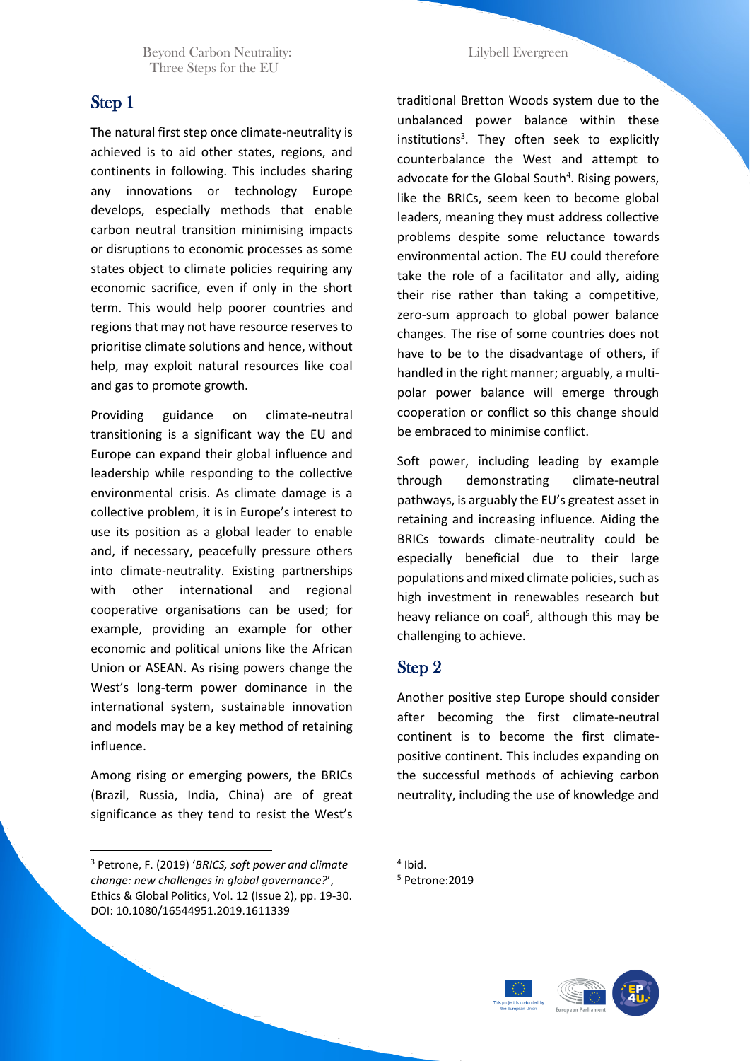## Step 1

The natural first step once climate-neutrality is achieved is to aid other states, regions, and continents in following. This includes sharing any innovations or technology Europe develops, especially methods that enable carbon neutral transition minimising impacts or disruptions to economic processes as some states object to climate policies requiring any economic sacrifice, even if only in the short term. This would help poorer countries and regions that may not have resource reserves to prioritise climate solutions and hence, without help, may exploit natural resources like coal and gas to promote growth.

Providing guidance on climate-neutral transitioning is a significant way the EU and Europe can expand their global influence and leadership while responding to the collective environmental crisis. As climate damage is a collective problem, it is in Europe's interest to use its position as a global leader to enable and, if necessary, peacefully pressure others into climate-neutrality. Existing partnerships with other international and regional cooperative organisations can be used; for example, providing an example for other economic and political unions like the African Union or ASEAN. As rising powers change the West's long-term power dominance in the international system, sustainable innovation and models may be a key method of retaining influence.

Among rising or emerging powers, the BRICs (Brazil, Russia, India, China) are of great significance as they tend to resist the West's traditional Bretton Woods system due to the unbalanced power balance within these institutions[3]. They often seek to explicitly counterbalance the West and attempt to advocate for the Global South[4]. Rising powers, like the BRICs, seem keen to become global leaders, meaning they must address collective problems despite some reluctance towards environmental action. The EU could therefore take the role of a facilitator and ally, aiding their rise rather than taking a competitive, zero-sum approach to global power balance changes. The rise of some countries does not have to be to the disadvantage of others, if handled in the right manner; arguably, a multi-polar power balance will emerge through cooperation or conflict so this change should be embraced to minimise conflict.

Soft power, including leading by example through demonstrating climate-neutral pathways, is arguably the EU's greatest asset in retaining and increasing influence. Aiding the BRICs towards climate-neutrality could be especially beneficial due to their large populations and mixed climate policies, such as high investment in renewables research but heavy reliance on coal[5], although this may be challenging to achieve.

## Step 2

Another positive step Europe should consider after becoming the first climate-neutral continent is to become the first climate-positive continent. This includes expanding on the successful methods of achieving carbon neutrality, including the use of knowledge and

---

[3] Petrone, F. (2019) '*BRICS, soft power and climate change: new challenges in global governance?*', Ethics & Global Politics, Vol. 12 (Issue 2), pp. 19-30. DOI: 10.1080/16544951.2019.1611339

[4] Ibid.

[5] Petrone:2019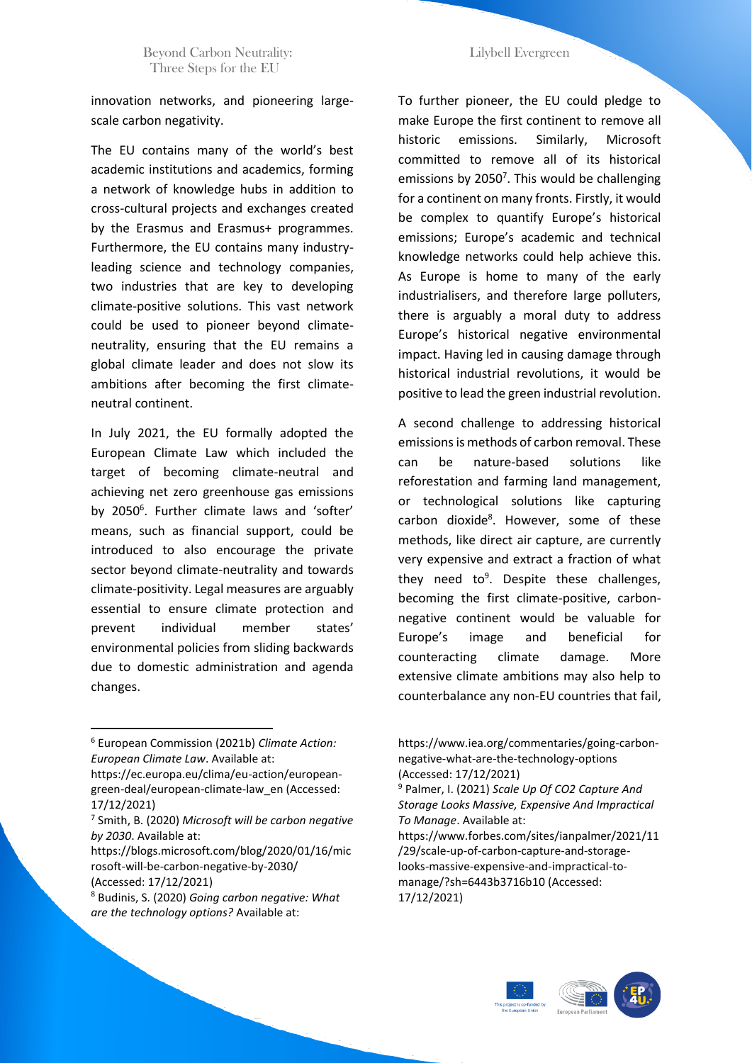innovation networks, and pioneering large-scale carbon negativity.

The EU contains many of the world's best academic institutions and academics, forming a network of knowledge hubs in addition to cross-cultural projects and exchanges created by the Erasmus and Erasmus+ programmes. Furthermore, the EU contains many industry-leading science and technology companies, two industries that are key to developing climate-positive solutions. This vast network could be used to pioneer beyond climate-neutrality, ensuring that the EU remains a global climate leader and does not slow its ambitions after becoming the first climate-neutral continent.

In July 2021, the EU formally adopted the European Climate Law which included the target of becoming climate-neutral and achieving net zero greenhouse gas emissions by 2050[6]. Further climate laws and 'softer' means, such as financial support, could be introduced to also encourage the private sector beyond climate-neutrality and towards climate-positivity. Legal measures are arguably essential to ensure climate protection and prevent individual member states' environmental policies from sliding backwards due to domestic administration and agenda changes.

To further pioneer, the EU could pledge to make Europe the first continent to remove all historic emissions. Similarly, Microsoft committed to remove all of its historical emissions by 2050[7]. This would be challenging for a continent on many fronts. Firstly, it would be complex to quantify Europe's historical emissions; Europe's academic and technical knowledge networks could help achieve this. As Europe is home to many of the early industrialisers, and therefore large polluters, there is arguably a moral duty to address Europe's historical negative environmental impact. Having led in causing damage through historical industrial revolutions, it would be positive to lead the green industrial revolution.

A second challenge to addressing historical emissions is methods of carbon removal. These can be nature-based solutions like reforestation and farming land management, or technological solutions like capturing carbon dioxide[8]. However, some of these methods, like direct air capture, are currently very expensive and extract a fraction of what they need to[9]. Despite these challenges, becoming the first climate-positive, carbon-negative continent would be valuable for Europe's image and beneficial for counteracting climate damage. More extensive climate ambitions may also help to counterbalance any non-EU countries that fail,

---

[6] European Commission (2021b) *Climate Action: European Climate Law*. Available at: https://ec.europa.eu/clima/eu-action/european-green-deal/european-climate-law_en (Accessed: 17/12/2021)

[7] Smith, B. (2020) *Microsoft will be carbon negative by 2030*. Available at: https://blogs.microsoft.com/blog/2020/01/16/microsoft-will-be-carbon-negative-by-2030/ (Accessed: 17/12/2021)

[8] Budinis, S. (2020) *Going carbon negative: What are the technology options?* Available at: https://www.iea.org/commentaries/going-carbon-negative-what-are-the-technology-options (Accessed: 17/12/2021)

[9] Palmer, I. (2021) *Scale Up Of CO2 Capture And Storage Looks Massive, Expensive And Impractical To Manage*. Available at: https://www.forbes.com/sites/ianpalmer/2021/11/29/scale-up-of-carbon-capture-and-storage-looks-massive-expensive-and-impractical-to-manage/?sh=6443b3716b10 (Accessed: 17/12/2021)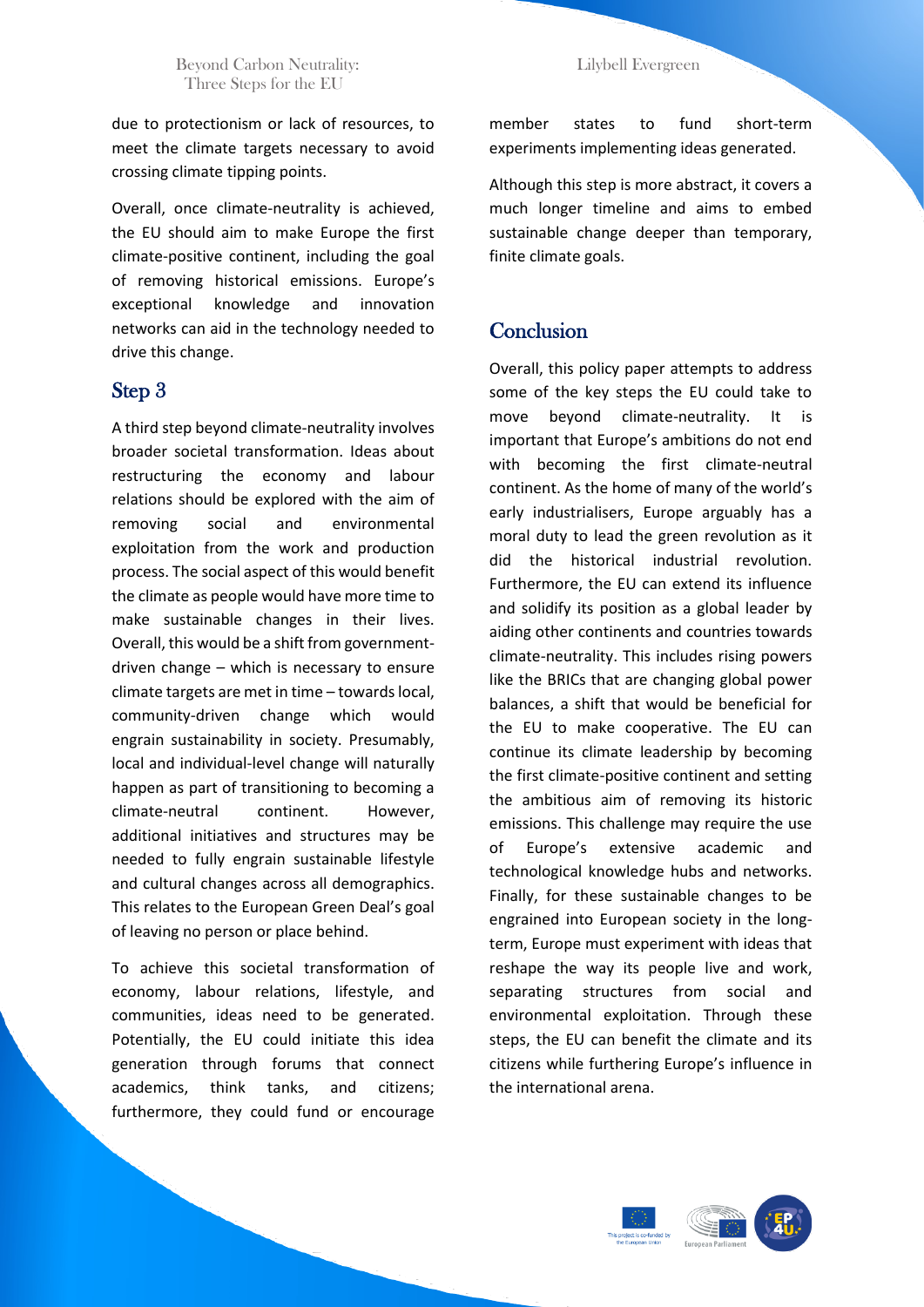due to protectionism or lack of resources, to meet the climate targets necessary to avoid crossing climate tipping points.

Overall, once climate-neutrality is achieved, the EU should aim to make Europe the first climate-positive continent, including the goal of removing historical emissions. Europe's exceptional knowledge and innovation networks can aid in the technology needed to drive this change.

## Step 3

A third step beyond climate-neutrality involves broader societal transformation. Ideas about restructuring the economy and labour relations should be explored with the aim of removing social and environmental exploitation from the work and production process. The social aspect of this would benefit the climate as people would have more time to make sustainable changes in their lives. Overall, this would be a shift from government-driven change – which is necessary to ensure climate targets are met in time – towards local, community-driven change which would engrain sustainability in society. Presumably, local and individual-level change will naturally happen as part of transitioning to becoming a climate-neutral continent. However, additional initiatives and structures may be needed to fully engrain sustainable lifestyle and cultural changes across all demographics. This relates to the European Green Deal's goal of leaving no person or place behind.

To achieve this societal transformation of economy, labour relations, lifestyle, and communities, ideas need to be generated. Potentially, the EU could initiate this idea generation through forums that connect academics, think tanks, and citizens; furthermore, they could fund or encourage member states to fund short-term experiments implementing ideas generated.

Although this step is more abstract, it covers a much longer timeline and aims to embed sustainable change deeper than temporary, finite climate goals.

## Conclusion

Overall, this policy paper attempts to address some of the key steps the EU could take to move beyond climate-neutrality. It is important that Europe's ambitions do not end with becoming the first climate-neutral continent. As the home of many of the world's early industrialisers, Europe arguably has a moral duty to lead the green revolution as it did the historical industrial revolution. Furthermore, the EU can extend its influence and solidify its position as a global leader by aiding other continents and countries towards climate-neutrality. This includes rising powers like the BRICs that are changing global power balances, a shift that would be beneficial for the EU to make cooperative. The EU can continue its climate leadership by becoming the first climate-positive continent and setting the ambitious aim of removing its historic emissions. This challenge may require the use of Europe's extensive academic and technological knowledge hubs and networks. Finally, for these sustainable changes to be engrained into European society in the long-term, Europe must experiment with ideas that reshape the way its people live and work, separating structures from social and environmental exploitation. Through these steps, the EU can benefit the climate and its citizens while furthering Europe's influence in the international arena.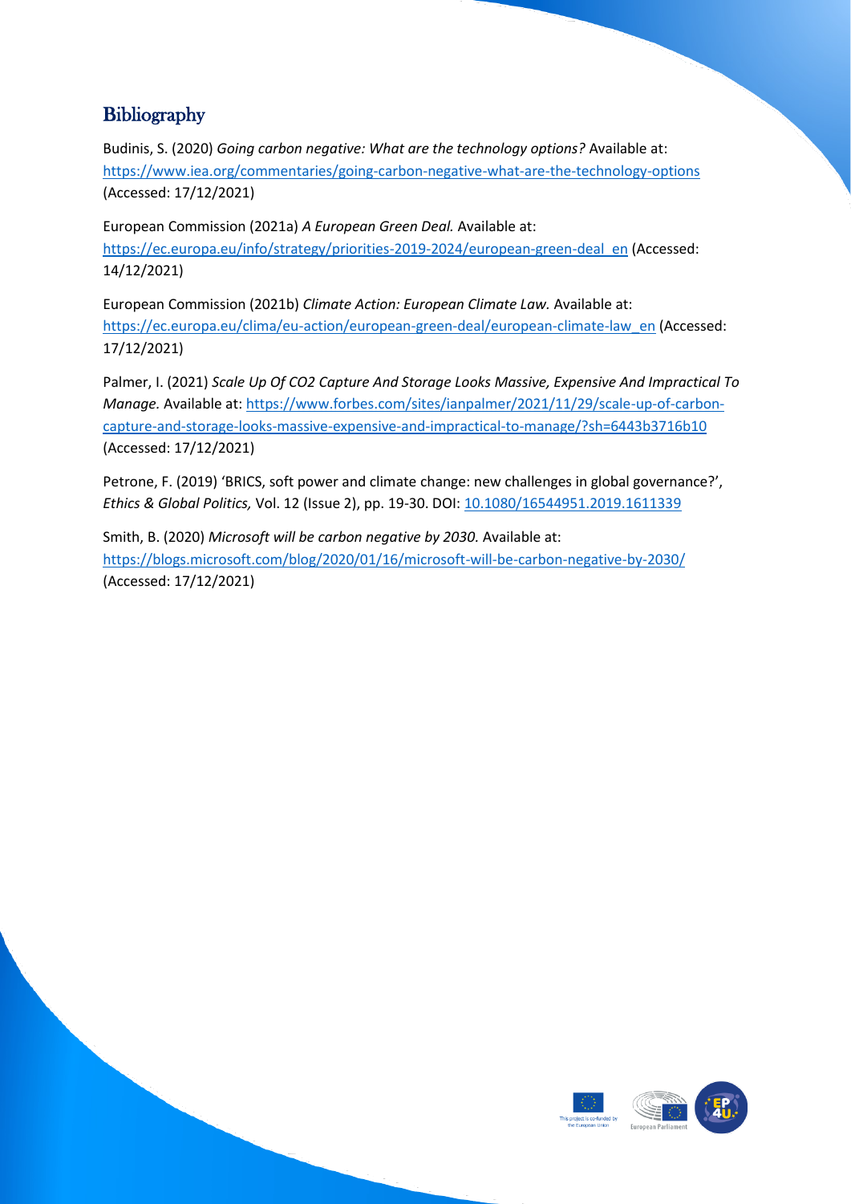## Bibliography

Budinis, S. (2020) *Going carbon negative: What are the technology options?* Available at: https://www.iea.org/commentaries/going-carbon-negative-what-are-the-technology-options (Accessed: 17/12/2021)

European Commission (2021a) *A European Green Deal.* Available at: https://ec.europa.eu/info/strategy/priorities-2019-2024/european-green-deal_en (Accessed: 14/12/2021)

European Commission (2021b) *Climate Action: European Climate Law.* Available at: https://ec.europa.eu/clima/eu-action/european-green-deal/european-climate-law_en (Accessed: 17/12/2021)

Palmer, I. (2021) *Scale Up Of CO2 Capture And Storage Looks Massive, Expensive And Impractical To Manage.* Available at: https://www.forbes.com/sites/ianpalmer/2021/11/29/scale-up-of-carbon-capture-and-storage-looks-massive-expensive-and-impractical-to-manage/?sh=6443b3716b10 (Accessed: 17/12/2021)

Petrone, F. (2019) 'BRICS, soft power and climate change: new challenges in global governance?', *Ethics & Global Politics,* Vol. 12 (Issue 2), pp. 19-30. DOI: 10.1080/16544951.2019.1611339

Smith, B. (2020) *Microsoft will be carbon negative by 2030.* Available at: https://blogs.microsoft.com/blog/2020/01/16/microsoft-will-be-carbon-negative-by-2030/ (Accessed: 17/12/2021)

This project is co-funded by the European Union

European Parliament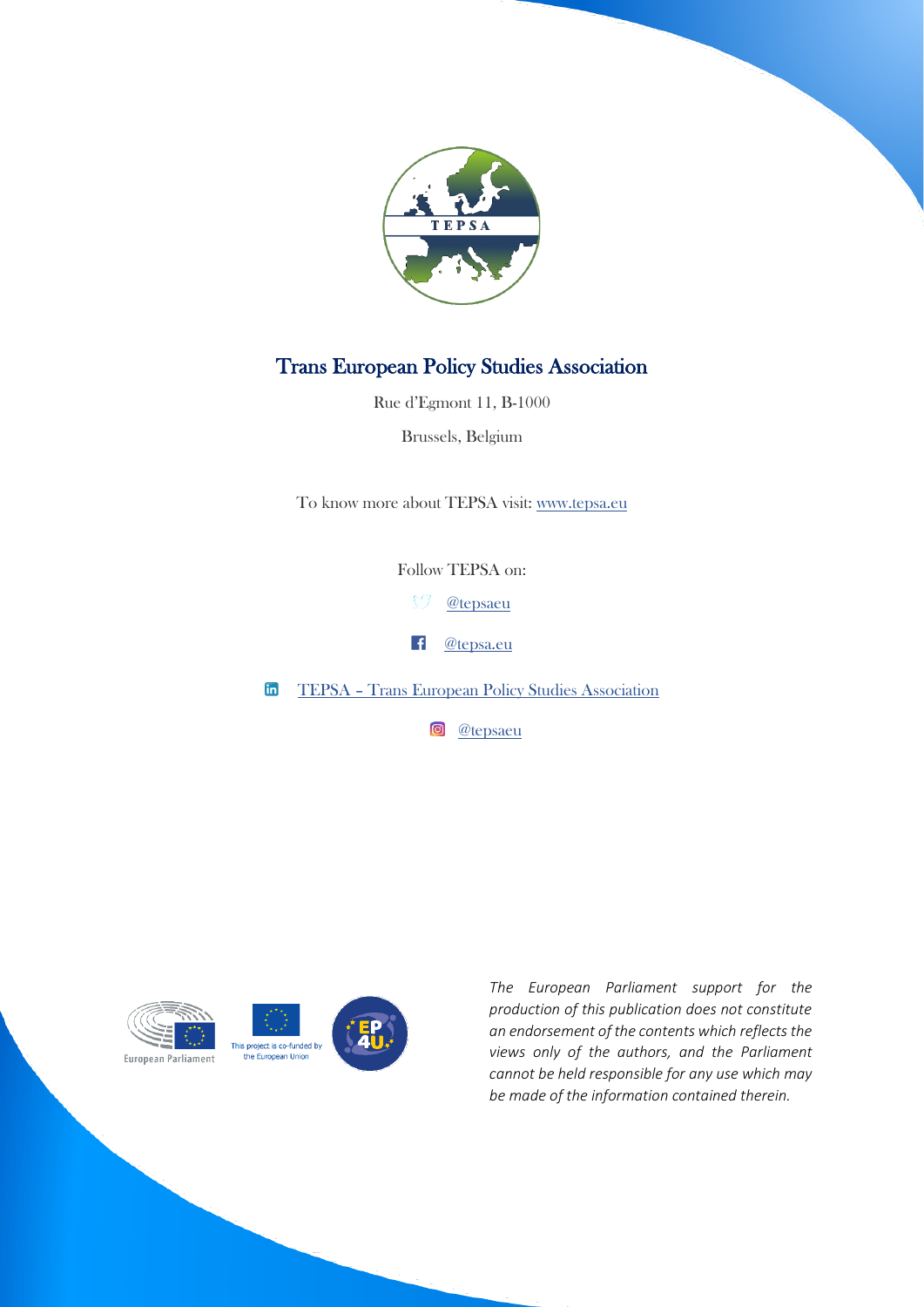# Trans European Policy Studies Association

Rue d'Egmont 11, B-1000

Brussels, Belgium

To know more about TEPSA visit: www.tepsa.eu

Follow TEPSA on:

@tepsaeu

@tepsa.eu

TEPSA – Trans European Policy Studies Association

@tepsaeu

European Parliament

This project is co-funded by the European Union

*The European Parliament support for the production of this publication does not constitute an endorsement of the contents which reflects the views only of the authors, and the Parliament cannot be held responsible for any use which may be made of the information contained therein.*